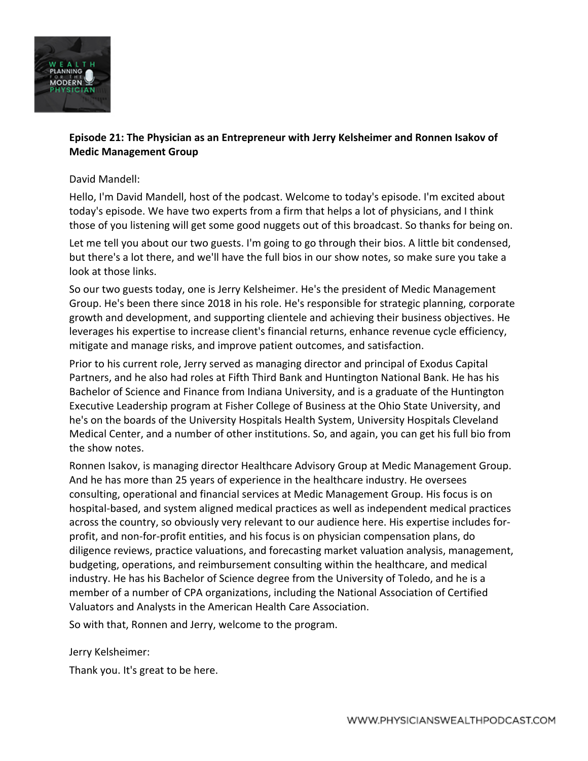**Episode 21: The Physician as an Entrepreneur with Jerry Kelsheimer and Ronnen Isakov of Medic Management Group**

David Mandell:

Hello, I'm David Mandell, host of the podcast. Welcome to today's episode. I'm excited about today's episode. We have two experts from a firm that helps a lot of physicians, and I think those of you listening will get some good nuggets out of this broadcast. So thanks for being on.

Let me tell you about our two guests. I'm going to go through their bios. A little bit condensed, but there's a lot there, and we'll have the full bios in our show notes, so make sure you take a look at those links.

So our two guests today, one is Jerry Kelsheimer. He's the president of Medic Management Group. He's been there since 2018 in his role. He's responsible for strategic planning, corporate growth and development, and supporting clientele and achieving their business objectives. He leverages his expertise to increase client's financial returns, enhance revenue cycle efficiency, mitigate and manage risks, and improve patient outcomes, and satisfaction.

Prior to his current role, Jerry served as managing director and principal of Exodus Capital Partners, and he also had roles at Fifth Third Bank and Huntington National Bank. He has his Bachelor of Science and Finance from Indiana University, and is a graduate of the Huntington Executive Leadership program at Fisher College of Business at the Ohio State University, and he's on the boards of the University Hospitals Health System, University Hospitals Cleveland Medical Center, and a number of other institutions. So, and again, you can get his full bio from the show notes.

Ronnen Isakov, is managing director Healthcare Advisory Group at Medic Management Group. And he has more than 25 years of experience in the healthcare industry. He oversees consulting, operational and financial services at Medic Management Group. His focus is on hospital-based, and system aligned medical practices as well as independent medical practices across the country, so obviously very relevant to our audience here. His expertise includes for-profit, and non-for-profit entities, and his focus is on physician compensation plans, do diligence reviews, practice valuations, and forecasting market valuation analysis, management, budgeting, operations, and reimbursement consulting within the healthcare, and medical industry. He has his Bachelor of Science degree from the University of Toledo, and he is a member of a number of CPA organizations, including the National Association of Certified Valuators and Analysts in the American Health Care Association.

So with that, Ronnen and Jerry, welcome to the program.

Jerry Kelsheimer:

Thank you. It's great to be here.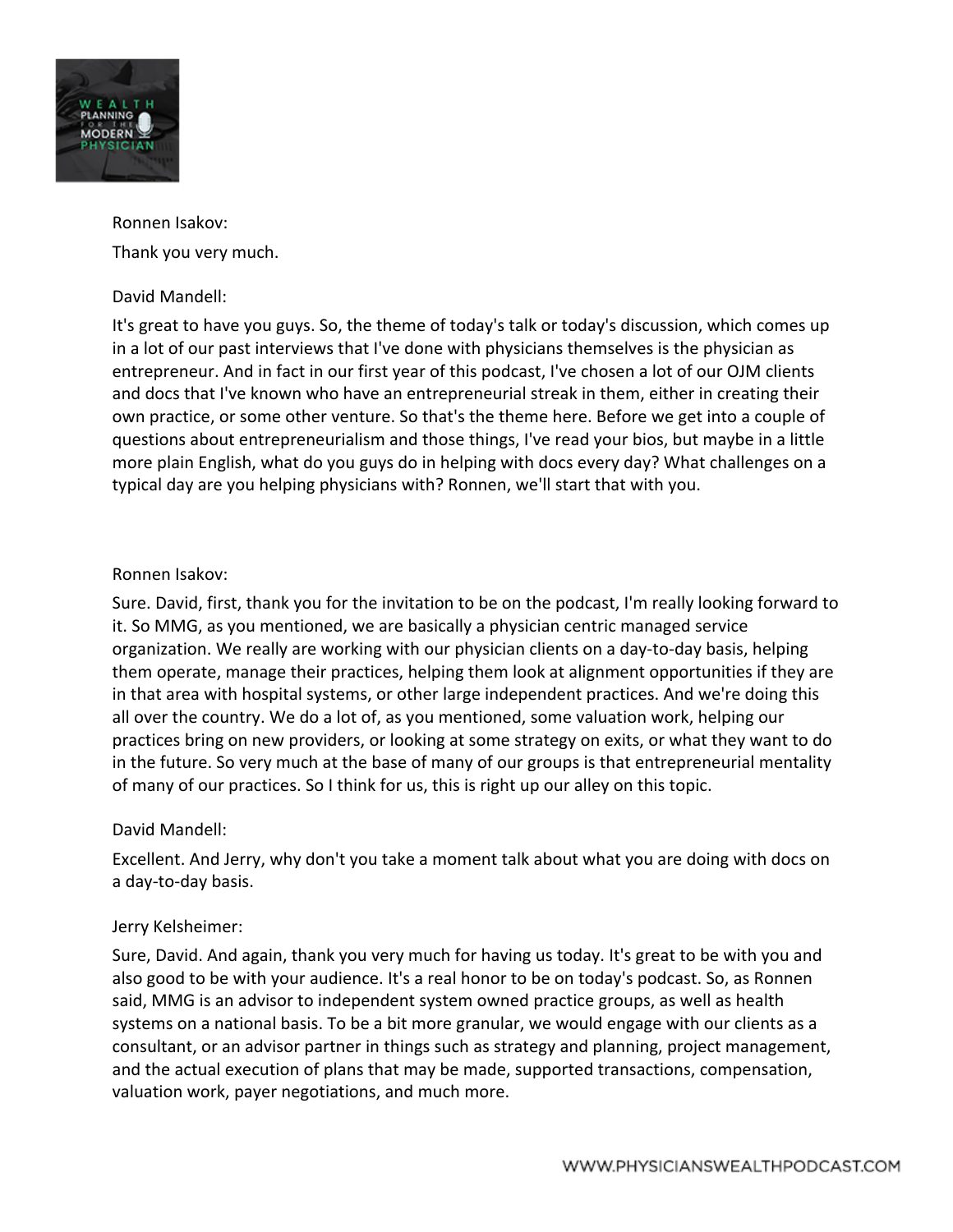Ronnen Isakov:

Thank you very much.

David Mandell:

It's great to have you guys. So, the theme of today's talk or today's discussion, which comes up in a lot of our past interviews that I've done with physicians themselves is the physician as entrepreneur. And in fact in our first year of this podcast, I've chosen a lot of our OJM clients and docs that I've known who have an entrepreneurial streak in them, either in creating their own practice, or some other venture. So that's the theme here. Before we get into a couple of questions about entrepreneurialism and those things, I've read your bios, but maybe in a little more plain English, what do you guys do in helping with docs every day? What challenges on a typical day are you helping physicians with? Ronnen, we'll start that with you.

Ronnen Isakov:

Sure. David, first, thank you for the invitation to be on the podcast, I'm really looking forward to it. So MMG, as you mentioned, we are basically a physician centric managed service organization. We really are working with our physician clients on a day-to-day basis, helping them operate, manage their practices, helping them look at alignment opportunities if they are in that area with hospital systems, or other large independent practices. And we're doing this all over the country. We do a lot of, as you mentioned, some valuation work, helping our practices bring on new providers, or looking at some strategy on exits, or what they want to do in the future. So very much at the base of many of our groups is that entrepreneurial mentality of many of our practices. So I think for us, this is right up our alley on this topic.

David Mandell:

Excellent. And Jerry, why don't you take a moment talk about what you are doing with docs on a day-to-day basis.

Jerry Kelsheimer:

Sure, David. And again, thank you very much for having us today. It's great to be with you and also good to be with your audience. It's a real honor to be on today's podcast. So, as Ronnen said, MMG is an advisor to independent system owned practice groups, as well as health systems on a national basis. To be a bit more granular, we would engage with our clients as a consultant, or an advisor partner in things such as strategy and planning, project management, and the actual execution of plans that may be made, supported transactions, compensation, valuation work, payer negotiations, and much more.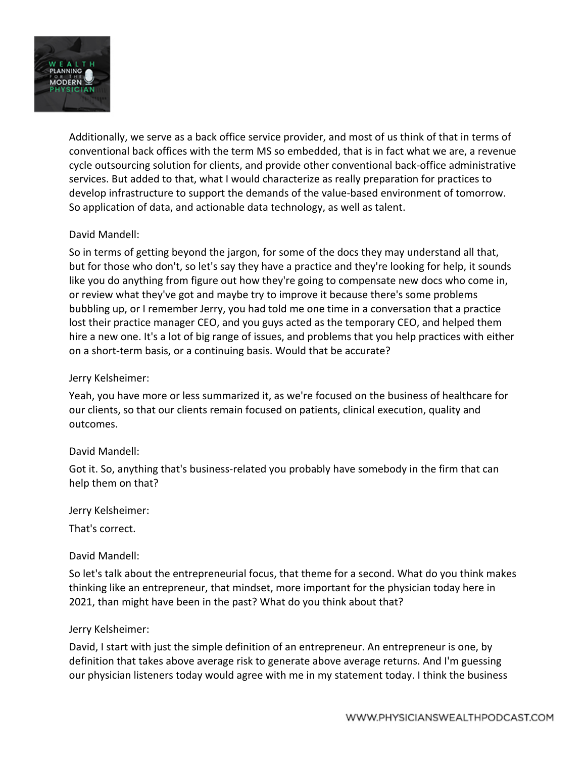Additionally, we serve as a back office service provider, and most of us think of that in terms of conventional back offices with the term MS so embedded, that is in fact what we are, a revenue cycle outsourcing solution for clients, and provide other conventional back-office administrative services. But added to that, what I would characterize as really preparation for practices to develop infrastructure to support the demands of the value-based environment of tomorrow. So application of data, and actionable data technology, as well as talent.

David Mandell:

So in terms of getting beyond the jargon, for some of the docs they may understand all that, but for those who don't, so let's say they have a practice and they're looking for help, it sounds like you do anything from figure out how they're going to compensate new docs who come in, or review what they've got and maybe try to improve it because there's some problems bubbling up, or I remember Jerry, you had told me one time in a conversation that a practice lost their practice manager CEO, and you guys acted as the temporary CEO, and helped them hire a new one. It's a lot of big range of issues, and problems that you help practices with either on a short-term basis, or a continuing basis. Would that be accurate?

Jerry Kelsheimer:

Yeah, you have more or less summarized it, as we're focused on the business of healthcare for our clients, so that our clients remain focused on patients, clinical execution, quality and outcomes.

David Mandell:

Got it. So, anything that's business-related you probably have somebody in the firm that can help them on that?

Jerry Kelsheimer:

That's correct.

David Mandell:

So let's talk about the entrepreneurial focus, that theme for a second. What do you think makes thinking like an entrepreneur, that mindset, more important for the physician today here in 2021, than might have been in the past? What do you think about that?

Jerry Kelsheimer:

David, I start with just the simple definition of an entrepreneur. An entrepreneur is one, by definition that takes above average risk to generate above average returns. And I'm guessing our physician listeners today would agree with me in my statement today. I think the business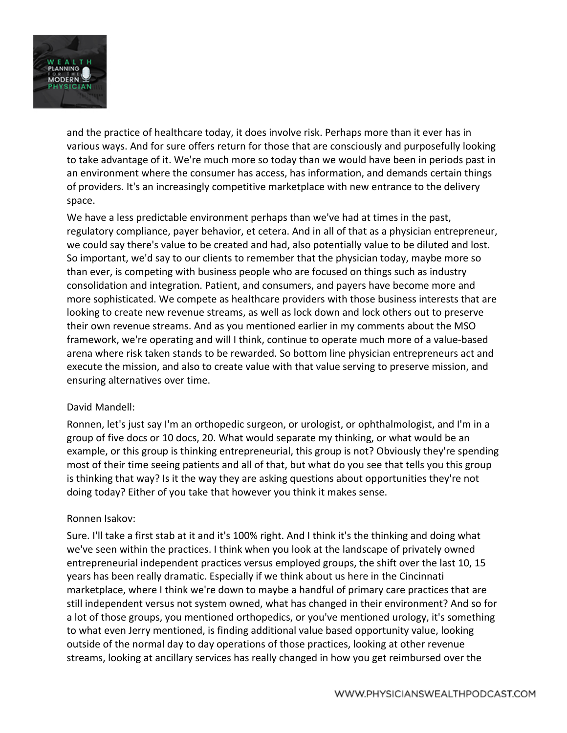and the practice of healthcare today, it does involve risk. Perhaps more than it ever has in various ways. And for sure offers return for those that are consciously and purposefully looking to take advantage of it. We're much more so today than we would have been in periods past in an environment where the consumer has access, has information, and demands certain things of providers. It's an increasingly competitive marketplace with new entrance to the delivery space.

We have a less predictable environment perhaps than we've had at times in the past, regulatory compliance, payer behavior, et cetera. And in all of that as a physician entrepreneur, we could say there's value to be created and had, also potentially value to be diluted and lost. So important, we'd say to our clients to remember that the physician today, maybe more so than ever, is competing with business people who are focused on things such as industry consolidation and integration. Patient, and consumers, and payers have become more and more sophisticated. We compete as healthcare providers with those business interests that are looking to create new revenue streams, as well as lock down and lock others out to preserve their own revenue streams. And as you mentioned earlier in my comments about the MSO framework, we're operating and will I think, continue to operate much more of a value-based arena where risk taken stands to be rewarded. So bottom line physician entrepreneurs act and execute the mission, and also to create value with that value serving to preserve mission, and ensuring alternatives over time.

David Mandell:

Ronnen, let's just say I'm an orthopedic surgeon, or urologist, or ophthalmologist, and I'm in a group of five docs or 10 docs, 20. What would separate my thinking, or what would be an example, or this group is thinking entrepreneurial, this group is not? Obviously they're spending most of their time seeing patients and all of that, but what do you see that tells you this group is thinking that way? Is it the way they are asking questions about opportunities they're not doing today? Either of you take that however you think it makes sense.

Ronnen Isakov:

Sure. I'll take a first stab at it and it's 100% right. And I think it's the thinking and doing what we've seen within the practices. I think when you look at the landscape of privately owned entrepreneurial independent practices versus employed groups, the shift over the last 10, 15 years has been really dramatic. Especially if we think about us here in the Cincinnati marketplace, where I think we're down to maybe a handful of primary care practices that are still independent versus not system owned, what has changed in their environment? And so for a lot of those groups, you mentioned orthopedics, or you've mentioned urology, it's something to what even Jerry mentioned, is finding additional value based opportunity value, looking outside of the normal day to day operations of those practices, looking at other revenue streams, looking at ancillary services has really changed in how you get reimbursed over the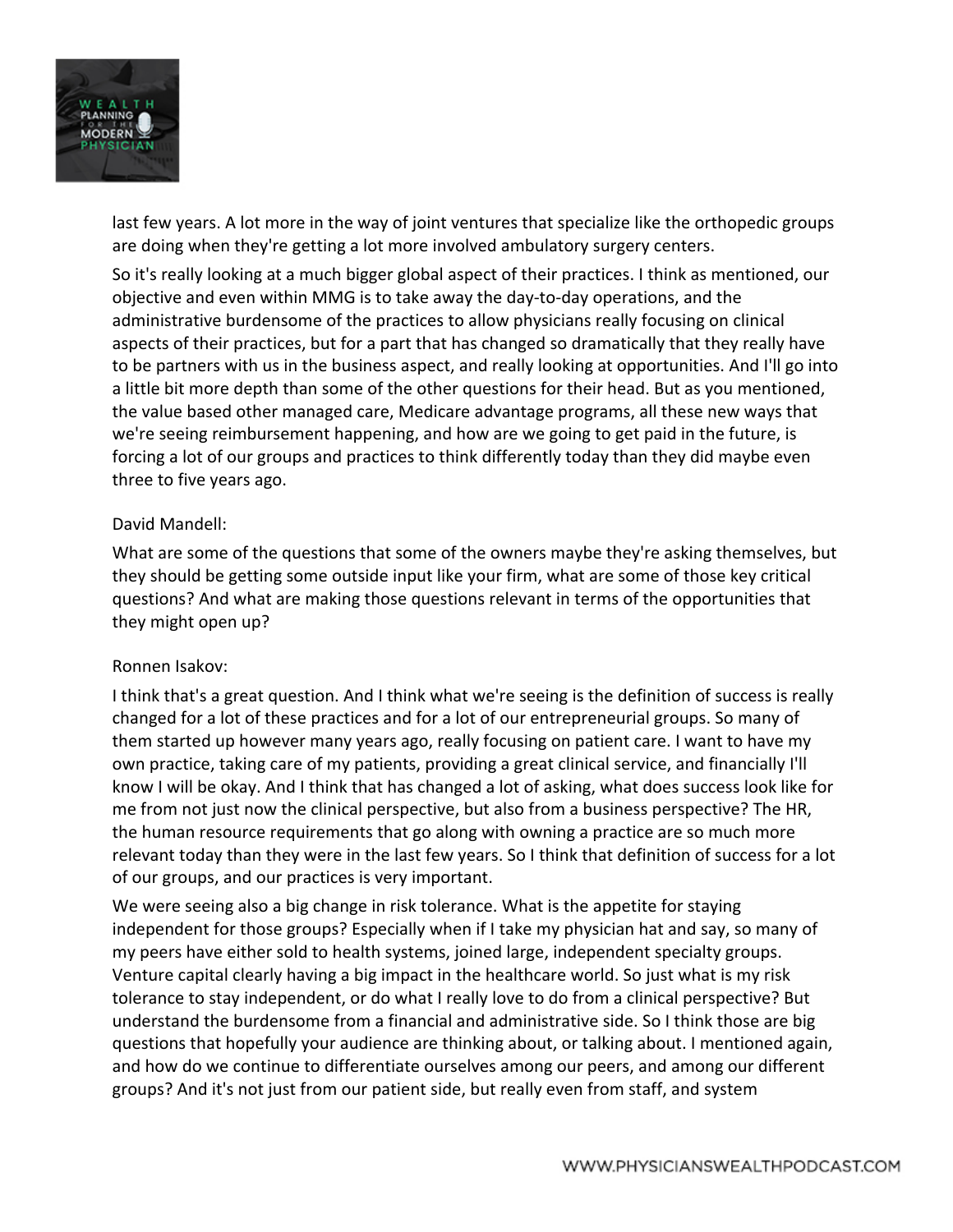last few years. A lot more in the way of joint ventures that specialize like the orthopedic groups are doing when they're getting a lot more involved ambulatory surgery centers.

So it's really looking at a much bigger global aspect of their practices. I think as mentioned, our objective and even within MMG is to take away the day-to-day operations, and the administrative burdensome of the practices to allow physicians really focusing on clinical aspects of their practices, but for a part that has changed so dramatically that they really have to be partners with us in the business aspect, and really looking at opportunities. And I'll go into a little bit more depth than some of the other questions for their head. But as you mentioned, the value based other managed care, Medicare advantage programs, all these new ways that we're seeing reimbursement happening, and how are we going to get paid in the future, is forcing a lot of our groups and practices to think differently today than they did maybe even three to five years ago.

David Mandell:

What are some of the questions that some of the owners maybe they're asking themselves, but they should be getting some outside input like your firm, what are some of those key critical questions? And what are making those questions relevant in terms of the opportunities that they might open up?

Ronnen Isakov:

I think that's a great question. And I think what we're seeing is the definition of success is really changed for a lot of these practices and for a lot of our entrepreneurial groups. So many of them started up however many years ago, really focusing on patient care. I want to have my own practice, taking care of my patients, providing a great clinical service, and financially I'll know I will be okay. And I think that has changed a lot of asking, what does success look like for me from not just now the clinical perspective, but also from a business perspective? The HR, the human resource requirements that go along with owning a practice are so much more relevant today than they were in the last few years. So I think that definition of success for a lot of our groups, and our practices is very important.

We were seeing also a big change in risk tolerance. What is the appetite for staying independent for those groups? Especially when if I take my physician hat and say, so many of my peers have either sold to health systems, joined large, independent specialty groups. Venture capital clearly having a big impact in the healthcare world. So just what is my risk tolerance to stay independent, or do what I really love to do from a clinical perspective? But understand the burdensome from a financial and administrative side. So I think those are big questions that hopefully your audience are thinking about, or talking about. I mentioned again, and how do we continue to differentiate ourselves among our peers, and among our different groups? And it's not just from our patient side, but really even from staff, and system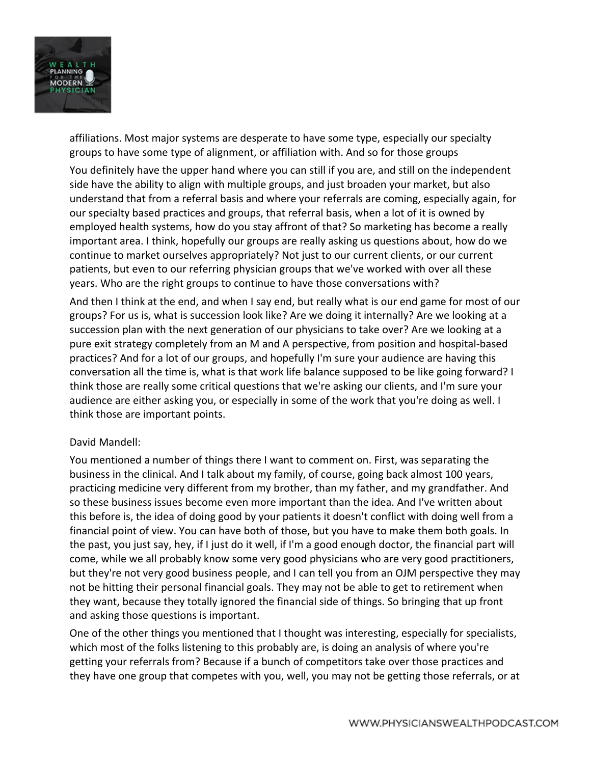affiliations. Most major systems are desperate to have some type, especially our specialty groups to have some type of alignment, or affiliation with. And so for those groups

You definitely have the upper hand where you can still if you are, and still on the independent side have the ability to align with multiple groups, and just broaden your market, but also understand that from a referral basis and where your referrals are coming, especially again, for our specialty based practices and groups, that referral basis, when a lot of it is owned by employed health systems, how do you stay affront of that? So marketing has become a really important area. I think, hopefully our groups are really asking us questions about, how do we continue to market ourselves appropriately? Not just to our current clients, or our current patients, but even to our referring physician groups that we've worked with over all these years. Who are the right groups to continue to have those conversations with?

And then I think at the end, and when I say end, but really what is our end game for most of our groups? For us is, what is succession look like? Are we doing it internally? Are we looking at a succession plan with the next generation of our physicians to take over? Are we looking at a pure exit strategy completely from an M and A perspective, from position and hospital-based practices? And for a lot of our groups, and hopefully I'm sure your audience are having this conversation all the time is, what is that work life balance supposed to be like going forward? I think those are really some critical questions that we're asking our clients, and I'm sure your audience are either asking you, or especially in some of the work that you're doing as well. I think those are important points.

David Mandell:

You mentioned a number of things there I want to comment on. First, was separating the business in the clinical. And I talk about my family, of course, going back almost 100 years, practicing medicine very different from my brother, than my father, and my grandfather. And so these business issues become even more important than the idea. And I've written about this before is, the idea of doing good by your patients it doesn't conflict with doing well from a financial point of view. You can have both of those, but you have to make them both goals. In the past, you just say, hey, if I just do it well, if I'm a good enough doctor, the financial part will come, while we all probably know some very good physicians who are very good practitioners, but they're not very good business people, and I can tell you from an OJM perspective they may not be hitting their personal financial goals. They may not be able to get to retirement when they want, because they totally ignored the financial side of things. So bringing that up front and asking those questions is important.

One of the other things you mentioned that I thought was interesting, especially for specialists, which most of the folks listening to this probably are, is doing an analysis of where you're getting your referrals from? Because if a bunch of competitors take over those practices and they have one group that competes with you, well, you may not be getting those referrals, or at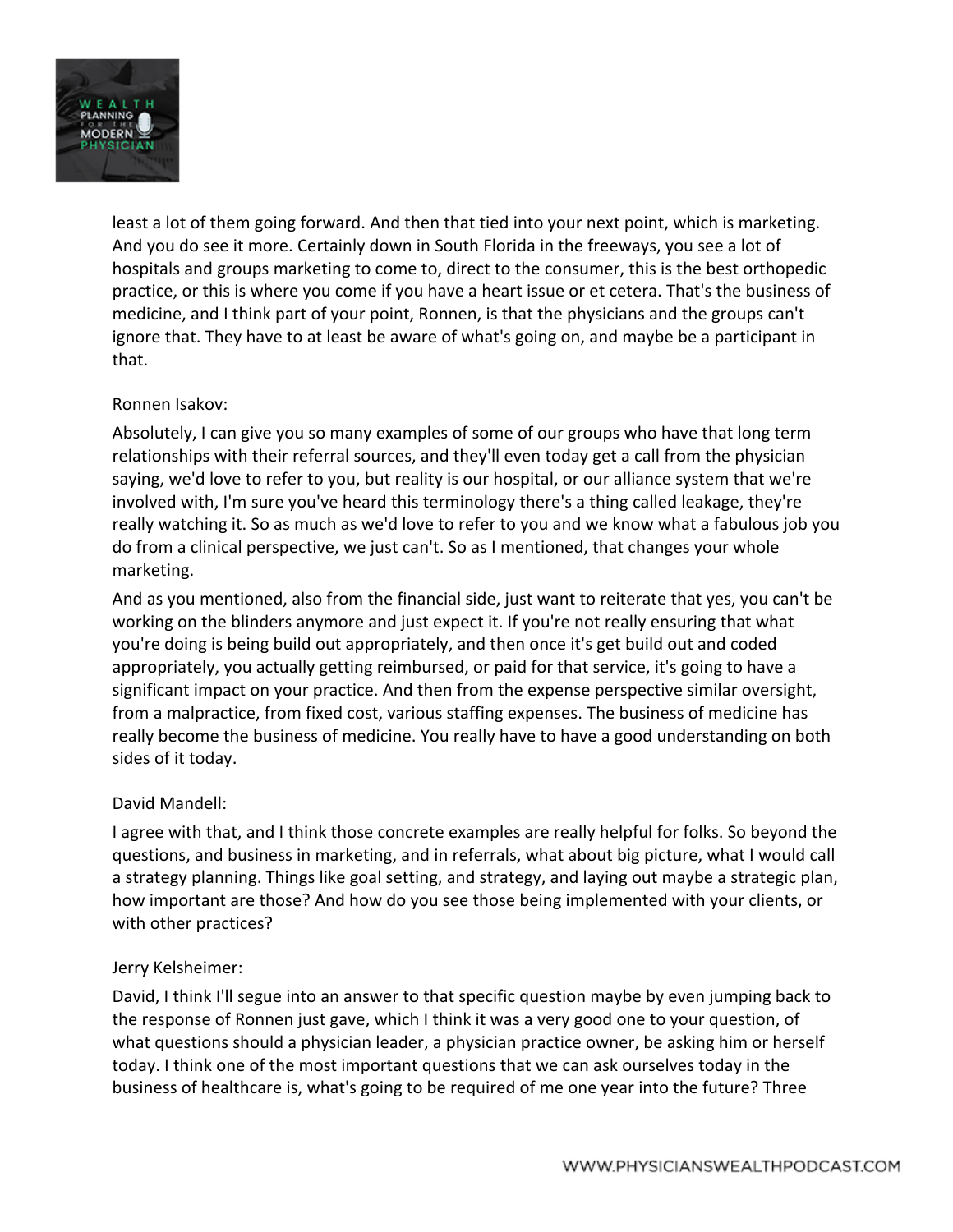least a lot of them going forward. And then that tied into your next point, which is marketing. And you do see it more. Certainly down in South Florida in the freeways, you see a lot of hospitals and groups marketing to come to, direct to the consumer, this is the best orthopedic practice, or this is where you come if you have a heart issue or et cetera. That's the business of medicine, and I think part of your point, Ronnen, is that the physicians and the groups can't ignore that. They have to at least be aware of what's going on, and maybe be a participant in that.

Ronnen Isakov:

Absolutely, I can give you so many examples of some of our groups who have that long term relationships with their referral sources, and they'll even today get a call from the physician saying, we'd love to refer to you, but reality is our hospital, or our alliance system that we're involved with, I'm sure you've heard this terminology there's a thing called leakage, they're really watching it. So as much as we'd love to refer to you and we know what a fabulous job you do from a clinical perspective, we just can't. So as I mentioned, that changes your whole marketing.

And as you mentioned, also from the financial side, just want to reiterate that yes, you can't be working on the blinders anymore and just expect it. If you're not really ensuring that what you're doing is being build out appropriately, and then once it's get build out and coded appropriately, you actually getting reimbursed, or paid for that service, it's going to have a significant impact on your practice. And then from the expense perspective similar oversight, from a malpractice, from fixed cost, various staffing expenses. The business of medicine has really become the business of medicine. You really have to have a good understanding on both sides of it today.

David Mandell:

I agree with that, and I think those concrete examples are really helpful for folks. So beyond the questions, and business in marketing, and in referrals, what about big picture, what I would call a strategy planning. Things like goal setting, and strategy, and laying out maybe a strategic plan, how important are those? And how do you see those being implemented with your clients, or with other practices?

Jerry Kelsheimer:

David, I think I'll segue into an answer to that specific question maybe by even jumping back to the response of Ronnen just gave, which I think it was a very good one to your question, of what questions should a physician leader, a physician practice owner, be asking him or herself today. I think one of the most important questions that we can ask ourselves today in the business of healthcare is, what's going to be required of me one year into the future? Three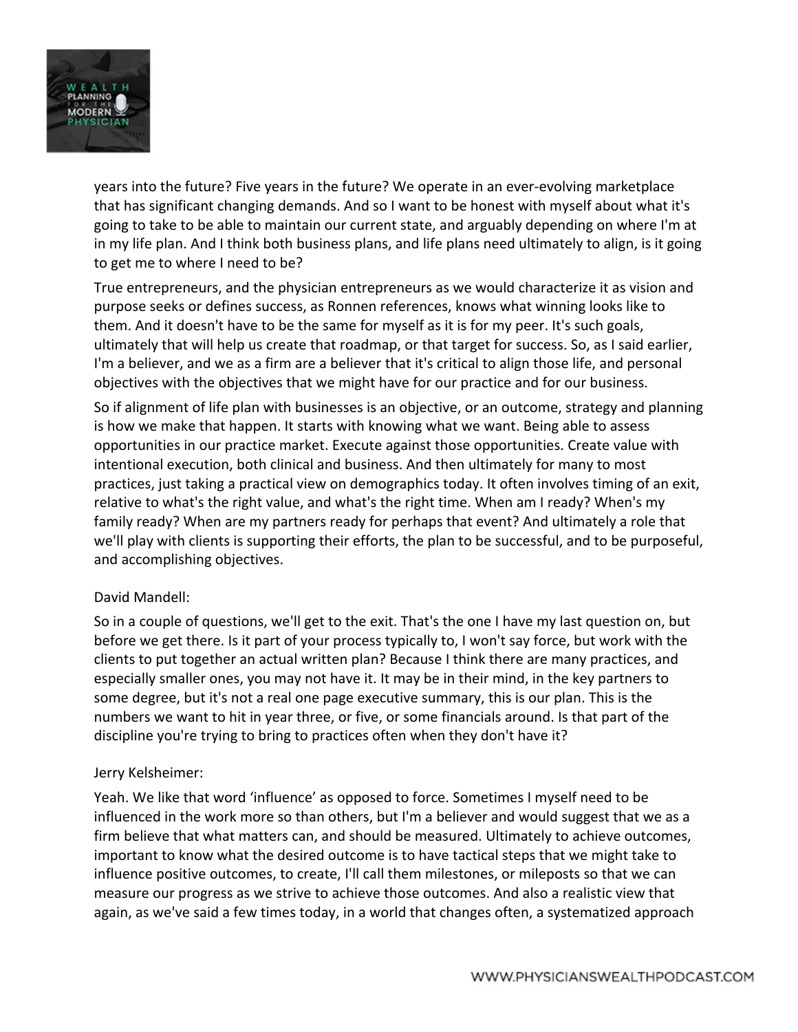years into the future? Five years in the future? We operate in an ever-evolving marketplace that has significant changing demands. And so I want to be honest with myself about what it's going to take to be able to maintain our current state, and arguably depending on where I'm at in my life plan. And I think both business plans, and life plans need ultimately to align, is it going to get me to where I need to be?

True entrepreneurs, and the physician entrepreneurs as we would characterize it as vision and purpose seeks or defines success, as Ronnen references, knows what winning looks like to them. And it doesn't have to be the same for myself as it is for my peer. It's such goals, ultimately that will help us create that roadmap, or that target for success. So, as I said earlier, I'm a believer, and we as a firm are a believer that it's critical to align those life, and personal objectives with the objectives that we might have for our practice and for our business.

So if alignment of life plan with businesses is an objective, or an outcome, strategy and planning is how we make that happen. It starts with knowing what we want. Being able to assess opportunities in our practice market. Execute against those opportunities. Create value with intentional execution, both clinical and business. And then ultimately for many to most practices, just taking a practical view on demographics today. It often involves timing of an exit, relative to what's the right value, and what's the right time. When am I ready? When's my family ready? When are my partners ready for perhaps that event? And ultimately a role that we'll play with clients is supporting their efforts, the plan to be successful, and to be purposeful, and accomplishing objectives.

David Mandell:

So in a couple of questions, we'll get to the exit. That's the one I have my last question on, but before we get there. Is it part of your process typically to, I won't say force, but work with the clients to put together an actual written plan? Because I think there are many practices, and especially smaller ones, you may not have it. It may be in their mind, in the key partners to some degree, but it's not a real one page executive summary, this is our plan. This is the numbers we want to hit in year three, or five, or some financials around. Is that part of the discipline you're trying to bring to practices often when they don't have it?

Jerry Kelsheimer:

Yeah. We like that word 'influence' as opposed to force. Sometimes I myself need to be influenced in the work more so than others, but I'm a believer and would suggest that we as a firm believe that what matters can, and should be measured. Ultimately to achieve outcomes, important to know what the desired outcome is to have tactical steps that we might take to influence positive outcomes, to create, I'll call them milestones, or mileposts so that we can measure our progress as we strive to achieve those outcomes. And also a realistic view that again, as we've said a few times today, in a world that changes often, a systematized approach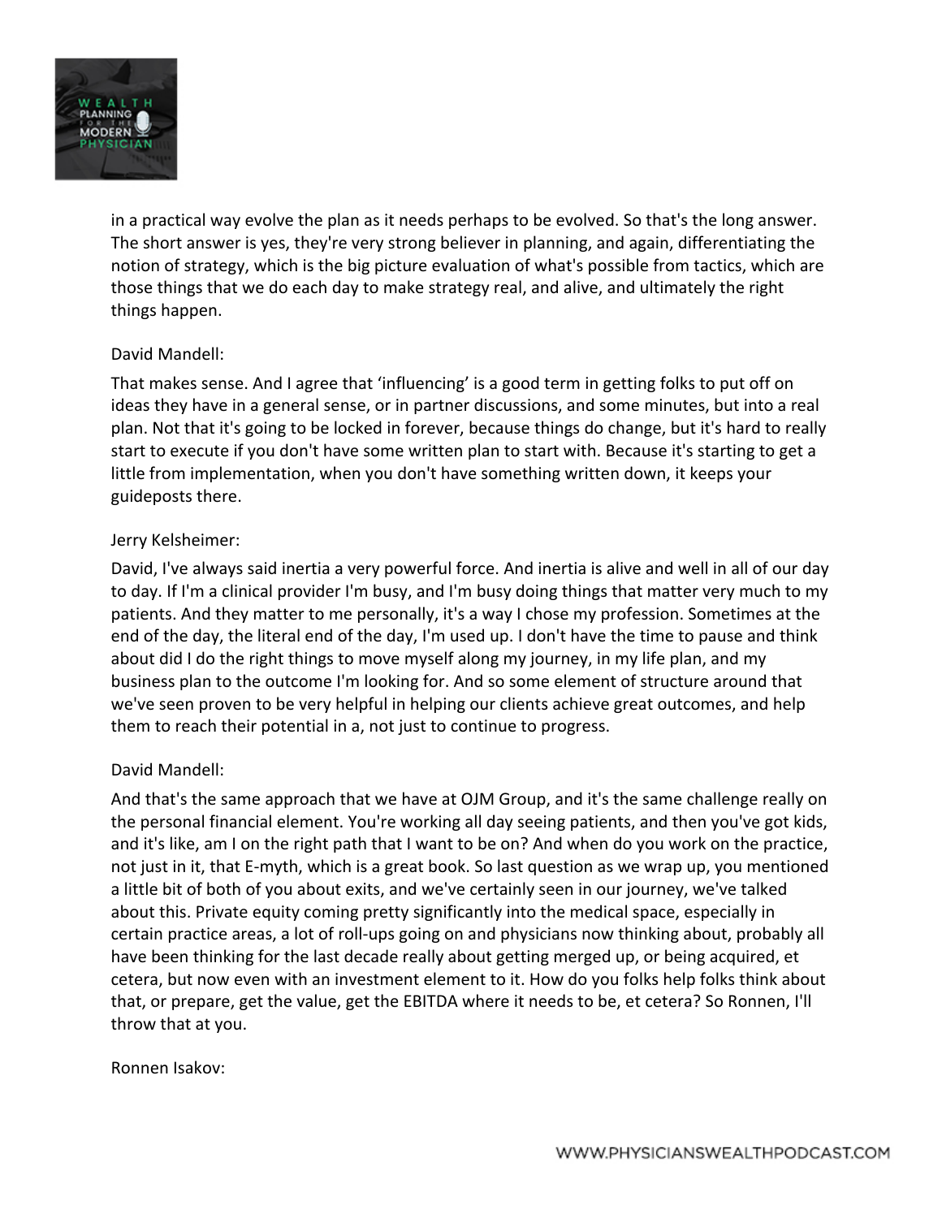in a practical way evolve the plan as it needs perhaps to be evolved. So that's the long answer. The short answer is yes, they're very strong believer in planning, and again, differentiating the notion of strategy, which is the big picture evaluation of what's possible from tactics, which are those things that we do each day to make strategy real, and alive, and ultimately the right things happen.

David Mandell:

That makes sense. And I agree that 'influencing' is a good term in getting folks to put off on ideas they have in a general sense, or in partner discussions, and some minutes, but into a real plan. Not that it's going to be locked in forever, because things do change, but it's hard to really start to execute if you don't have some written plan to start with. Because it's starting to get a little from implementation, when you don't have something written down, it keeps your guideposts there.

Jerry Kelsheimer:

David, I've always said inertia a very powerful force. And inertia is alive and well in all of our day to day. If I'm a clinical provider I'm busy, and I'm busy doing things that matter very much to my patients. And they matter to me personally, it's a way I chose my profession. Sometimes at the end of the day, the literal end of the day, I'm used up. I don't have the time to pause and think about did I do the right things to move myself along my journey, in my life plan, and my business plan to the outcome I'm looking for. And so some element of structure around that we've seen proven to be very helpful in helping our clients achieve great outcomes, and help them to reach their potential in a, not just to continue to progress.

David Mandell:

And that's the same approach that we have at OJM Group, and it's the same challenge really on the personal financial element. You're working all day seeing patients, and then you've got kids, and it's like, am I on the right path that I want to be on? And when do you work on the practice, not just in it, that E-myth, which is a great book. So last question as we wrap up, you mentioned a little bit of both of you about exits, and we've certainly seen in our journey, we've talked about this. Private equity coming pretty significantly into the medical space, especially in certain practice areas, a lot of roll-ups going on and physicians now thinking about, probably all have been thinking for the last decade really about getting merged up, or being acquired, et cetera, but now even with an investment element to it. How do you folks help folks think about that, or prepare, get the value, get the EBITDA where it needs to be, et cetera? So Ronnen, I'll throw that at you.

Ronnen Isakov: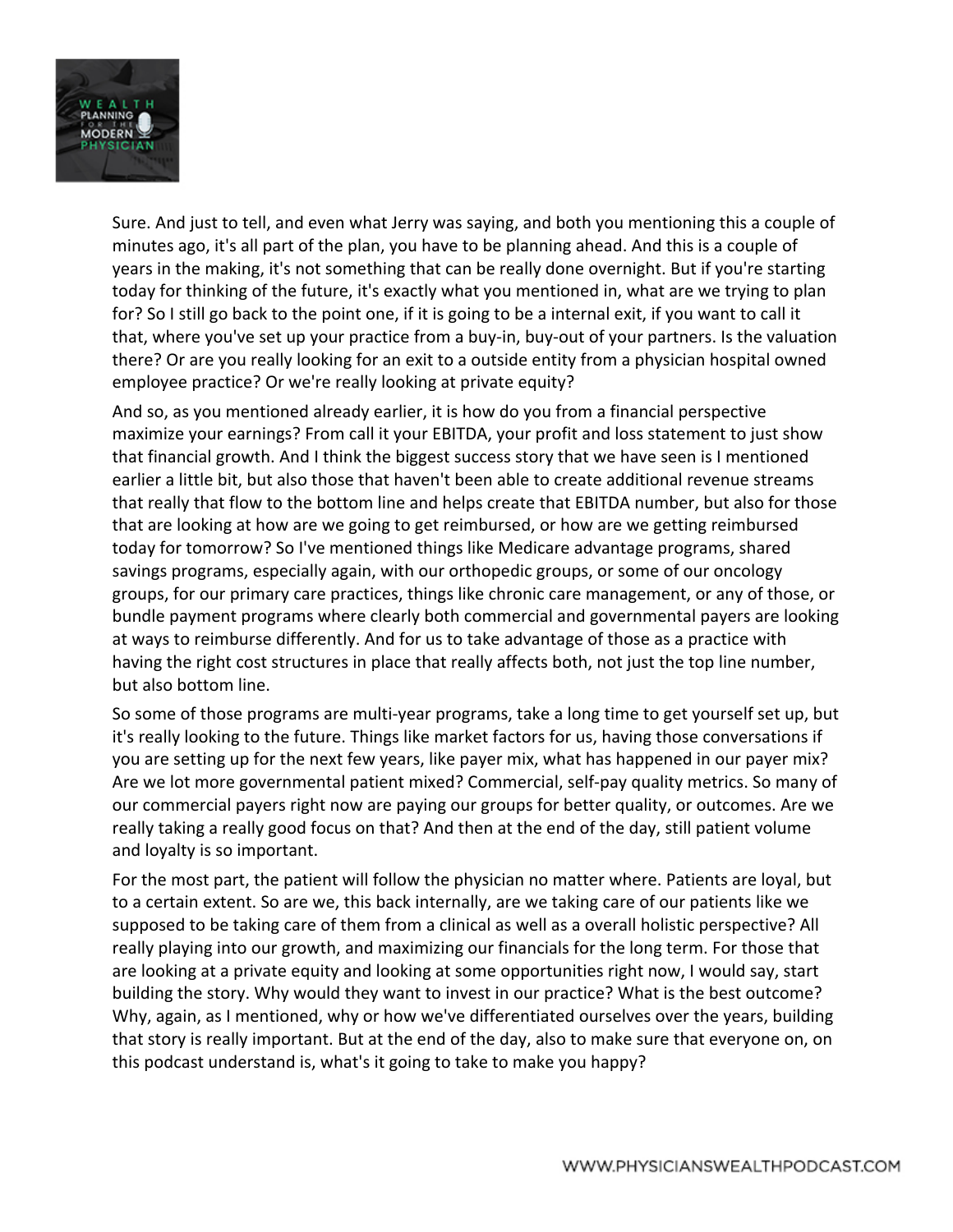Sure. And just to tell, and even what Jerry was saying, and both you mentioning this a couple of minutes ago, it's all part of the plan, you have to be planning ahead. And this is a couple of years in the making, it's not something that can be really done overnight. But if you're starting today for thinking of the future, it's exactly what you mentioned in, what are we trying to plan for? So I still go back to the point one, if it is going to be a internal exit, if you want to call it that, where you've set up your practice from a buy-in, buy-out of your partners. Is the valuation there? Or are you really looking for an exit to a outside entity from a physician hospital owned employee practice? Or we're really looking at private equity?

And so, as you mentioned already earlier, it is how do you from a financial perspective maximize your earnings? From call it your EBITDA, your profit and loss statement to just show that financial growth. And I think the biggest success story that we have seen is I mentioned earlier a little bit, but also those that haven't been able to create additional revenue streams that really that flow to the bottom line and helps create that EBITDA number, but also for those that are looking at how are we going to get reimbursed, or how are we getting reimbursed today for tomorrow? So I've mentioned things like Medicare advantage programs, shared savings programs, especially again, with our orthopedic groups, or some of our oncology groups, for our primary care practices, things like chronic care management, or any of those, or bundle payment programs where clearly both commercial and governmental payers are looking at ways to reimburse differently. And for us to take advantage of those as a practice with having the right cost structures in place that really affects both, not just the top line number, but also bottom line.

So some of those programs are multi-year programs, take a long time to get yourself set up, but it's really looking to the future. Things like market factors for us, having those conversations if you are setting up for the next few years, like payer mix, what has happened in our payer mix? Are we lot more governmental patient mixed? Commercial, self-pay quality metrics. So many of our commercial payers right now are paying our groups for better quality, or outcomes. Are we really taking a really good focus on that? And then at the end of the day, still patient volume and loyalty is so important.

For the most part, the patient will follow the physician no matter where. Patients are loyal, but to a certain extent. So are we, this back internally, are we taking care of our patients like we supposed to be taking care of them from a clinical as well as a overall holistic perspective? All really playing into our growth, and maximizing our financials for the long term. For those that are looking at a private equity and looking at some opportunities right now, I would say, start building the story. Why would they want to invest in our practice? What is the best outcome? Why, again, as I mentioned, why or how we've differentiated ourselves over the years, building that story is really important. But at the end of the day, also to make sure that everyone on, on this podcast understand is, what's it going to take to make you happy?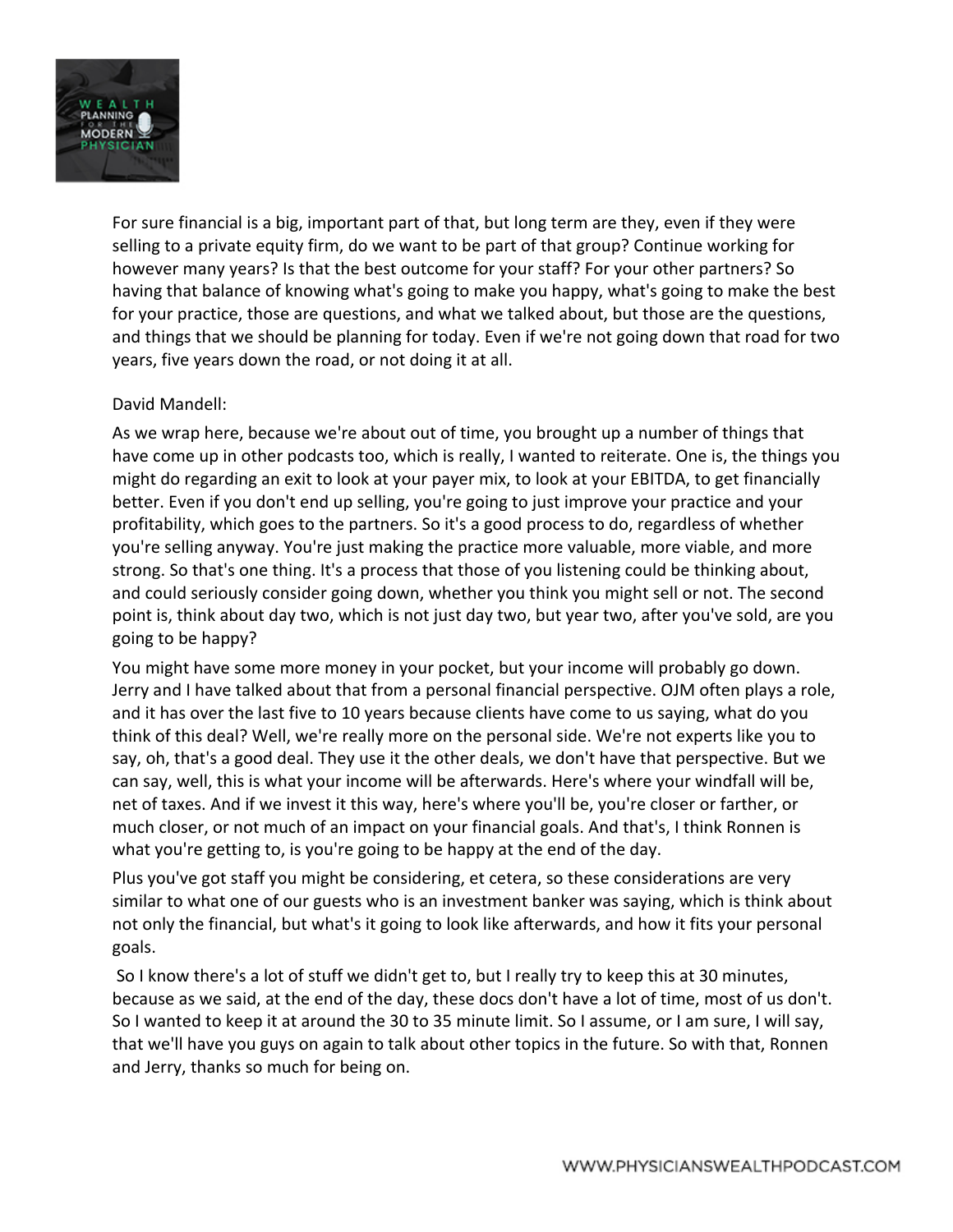For sure financial is a big, important part of that, but long term are they, even if they were selling to a private equity firm, do we want to be part of that group? Continue working for however many years? Is that the best outcome for your staff? For your other partners? So having that balance of knowing what's going to make you happy, what's going to make the best for your practice, those are questions, and what we talked about, but those are the questions, and things that we should be planning for today. Even if we're not going down that road for two years, five years down the road, or not doing it at all.

David Mandell:

As we wrap here, because we're about out of time, you brought up a number of things that have come up in other podcasts too, which is really, I wanted to reiterate. One is, the things you might do regarding an exit to look at your payer mix, to look at your EBITDA, to get financially better. Even if you don't end up selling, you're going to just improve your practice and your profitability, which goes to the partners. So it's a good process to do, regardless of whether you're selling anyway. You're just making the practice more valuable, more viable, and more strong. So that's one thing. It's a process that those of you listening could be thinking about, and could seriously consider going down, whether you think you might sell or not. The second point is, think about day two, which is not just day two, but year two, after you've sold, are you going to be happy?

You might have some more money in your pocket, but your income will probably go down. Jerry and I have talked about that from a personal financial perspective. OJM often plays a role, and it has over the last five to 10 years because clients have come to us saying, what do you think of this deal? Well, we're really more on the personal side. We're not experts like you to say, oh, that's a good deal. They use it the other deals, we don't have that perspective. But we can say, well, this is what your income will be afterwards. Here's where your windfall will be, net of taxes. And if we invest it this way, here's where you'll be, you're closer or farther, or much closer, or not much of an impact on your financial goals. And that's, I think Ronnen is what you're getting to, is you're going to be happy at the end of the day.

Plus you've got staff you might be considering, et cetera, so these considerations are very similar to what one of our guests who is an investment banker was saying, which is think about not only the financial, but what's it going to look like afterwards, and how it fits your personal goals.

So I know there's a lot of stuff we didn't get to, but I really try to keep this at 30 minutes, because as we said, at the end of the day, these docs don't have a lot of time, most of us don't. So I wanted to keep it at around the 30 to 35 minute limit. So I assume, or I am sure, I will say, that we'll have you guys on again to talk about other topics in the future. So with that, Ronnen and Jerry, thanks so much for being on.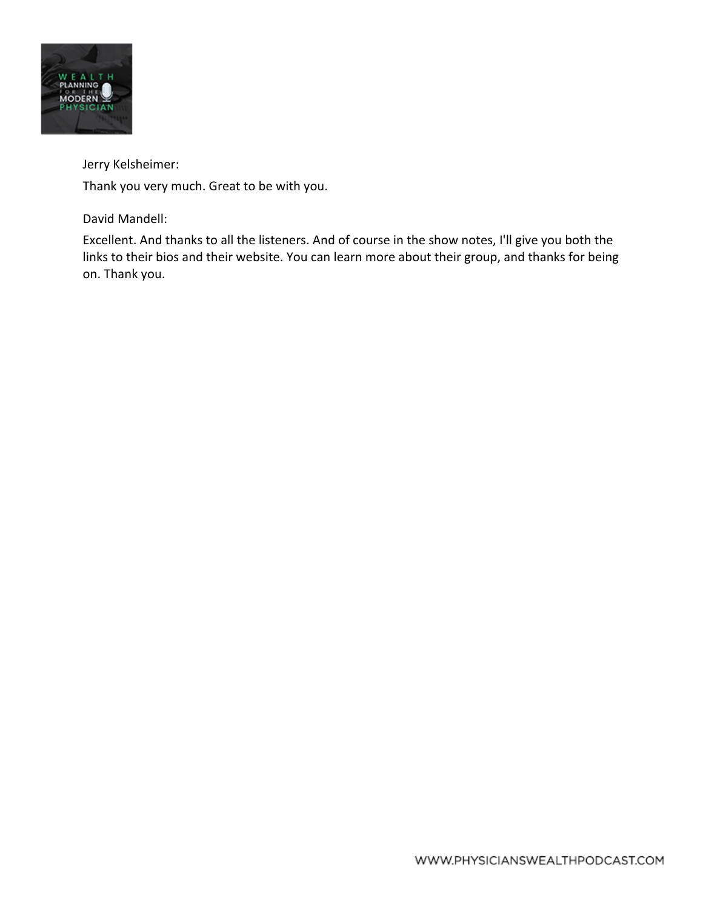Jerry Kelsheimer:

Thank you very much. Great to be with you.

David Mandell:

Excellent. And thanks to all the listeners. And of course in the show notes, I'll give you both the links to their bios and their website. You can learn more about their group, and thanks for being on. Thank you.